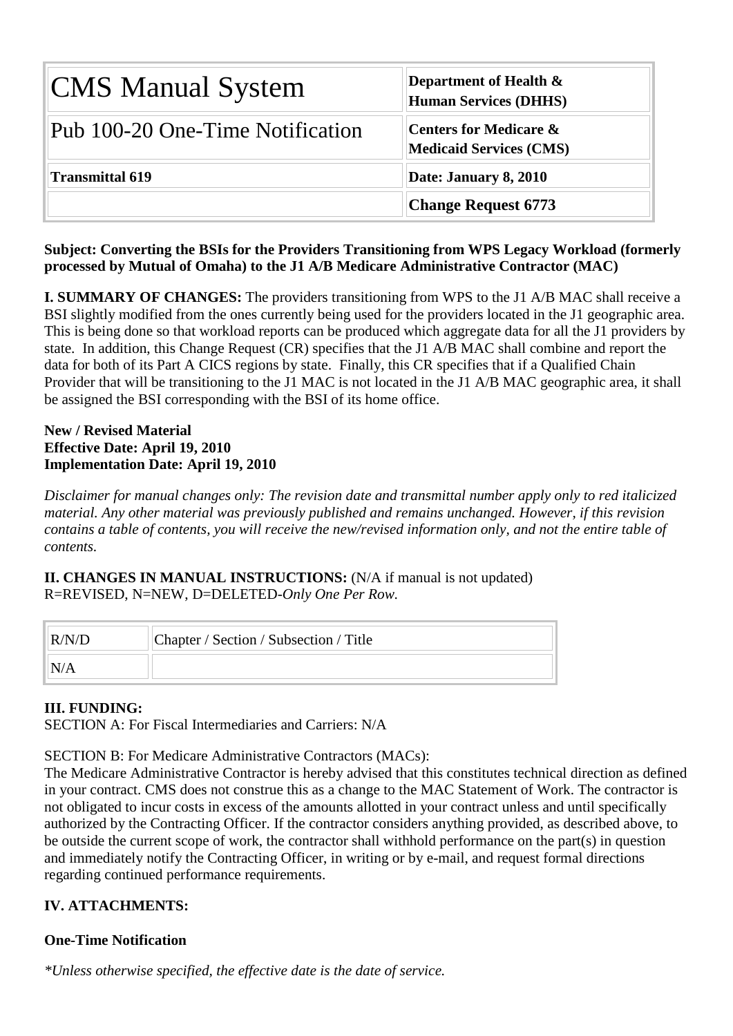| CMS Manual System | Department of Health & Human Services (DHHS) |
|---|---|
| Pub 100-20 One-Time Notification | Centers for Medicare & Medicaid Services (CMS) |
| **Transmittal 619** | **Date: January 8, 2010** |
| | **Change Request 6773** |

**Subject: Converting the BSIs for the Providers Transitioning from WPS Legacy Workload (formerly processed by Mutual of Omaha) to the J1 A/B Medicare Administrative Contractor (MAC)**

**I. SUMMARY OF CHANGES:** The providers transitioning from WPS to the J1 A/B MAC shall receive a BSI slightly modified from the ones currently being used for the providers located in the J1 geographic area. This is being done so that workload reports can be produced which aggregate data for all the J1 providers by state. In addition, this Change Request (CR) specifies that the J1 A/B MAC shall combine and report the data for both of its Part A CICS regions by state. Finally, this CR specifies that if a Qualified Chain Provider that will be transitioning to the J1 MAC is not located in the J1 A/B MAC geographic area, it shall be assigned the BSI corresponding with the BSI of its home office.

**New / Revised Material**
**Effective Date: April 19, 2010**
**Implementation Date: April 19, 2010**

*Disclaimer for manual changes only: The revision date and transmittal number apply only to red italicized material. Any other material was previously published and remains unchanged. However, if this revision contains a table of contents, you will receive the new/revised information only, and not the entire table of contents.*

**II. CHANGES IN MANUAL INSTRUCTIONS:** (N/A if manual is not updated)
R=REVISED, N=NEW, D=DELETED-*Only One Per Row.*

| R/N/D | Chapter / Section / Subsection / Title |
|---|---|
| N/A | |

**III. FUNDING:**
SECTION A: For Fiscal Intermediaries and Carriers: N/A

SECTION B: For Medicare Administrative Contractors (MACs):
The Medicare Administrative Contractor is hereby advised that this constitutes technical direction as defined in your contract. CMS does not construe this as a change to the MAC Statement of Work. The contractor is not obligated to incur costs in excess of the amounts allotted in your contract unless and until specifically authorized by the Contracting Officer. If the contractor considers anything provided, as described above, to be outside the current scope of work, the contractor shall withhold performance on the part(s) in question and immediately notify the Contracting Officer, in writing or by e-mail, and request formal directions regarding continued performance requirements.

**IV. ATTACHMENTS:**

**One-Time Notification**

*\*Unless otherwise specified, the effective date is the date of service.*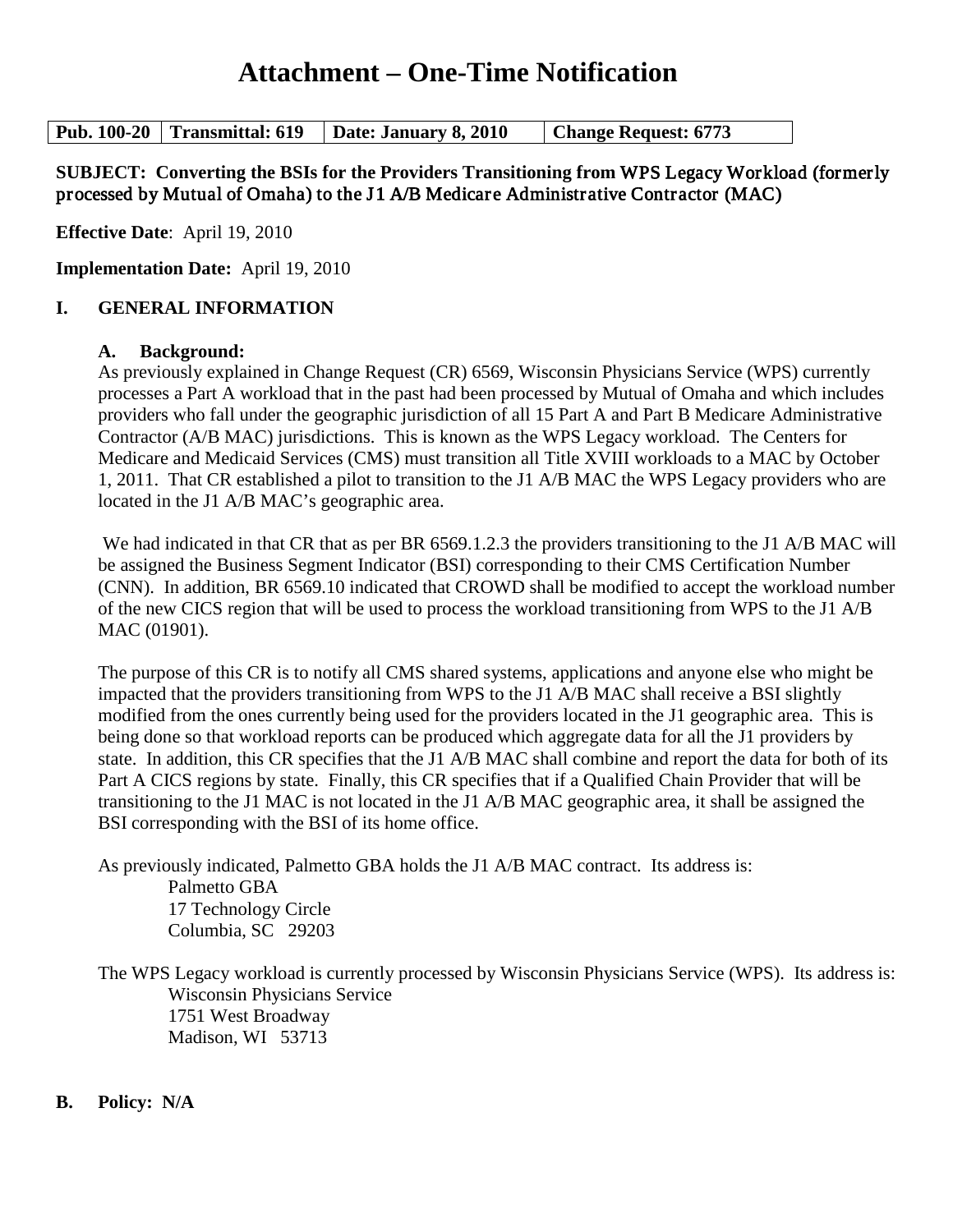# Attachment – One-Time Notification

| Pub. 100-20 | Transmittal: 619 | Date: January 8, 2010 | Change Request: 6773 |
|---|---|---|---|

**SUBJECT: Converting the BSIs for the Providers Transitioning from WPS Legacy Workload (formerly processed by Mutual of Omaha) to the J1 A/B Medicare Administrative Contractor (MAC)**

**Effective Date**: April 19, 2010

**Implementation Date:** April 19, 2010

## I. GENERAL INFORMATION

### A. Background:

As previously explained in Change Request (CR) 6569, Wisconsin Physicians Service (WPS) currently processes a Part A workload that in the past had been processed by Mutual of Omaha and which includes providers who fall under the geographic jurisdiction of all 15 Part A and Part B Medicare Administrative Contractor (A/B MAC) jurisdictions. This is known as the WPS Legacy workload. The Centers for Medicare and Medicaid Services (CMS) must transition all Title XVIII workloads to a MAC by October 1, 2011. That CR established a pilot to transition to the J1 A/B MAC the WPS Legacy providers who are located in the J1 A/B MAC's geographic area.

We had indicated in that CR that as per BR 6569.1.2.3 the providers transitioning to the J1 A/B MAC will be assigned the Business Segment Indicator (BSI) corresponding to their CMS Certification Number (CNN). In addition, BR 6569.10 indicated that CROWD shall be modified to accept the workload number of the new CICS region that will be used to process the workload transitioning from WPS to the J1 A/B MAC (01901).

The purpose of this CR is to notify all CMS shared systems, applications and anyone else who might be impacted that the providers transitioning from WPS to the J1 A/B MAC shall receive a BSI slightly modified from the ones currently being used for the providers located in the J1 geographic area. This is being done so that workload reports can be produced which aggregate data for all the J1 providers by state. In addition, this CR specifies that the J1 A/B MAC shall combine and report the data for both of its Part A CICS regions by state. Finally, this CR specifies that if a Qualified Chain Provider that will be transitioning to the J1 MAC is not located in the J1 A/B MAC geographic area, it shall be assigned the BSI corresponding with the BSI of its home office.

As previously indicated, Palmetto GBA holds the J1 A/B MAC contract. Its address is:

Palmetto GBA
17 Technology Circle
Columbia, SC 29203

The WPS Legacy workload is currently processed by Wisconsin Physicians Service (WPS). Its address is:

Wisconsin Physicians Service
1751 West Broadway
Madison, WI 53713

### B. Policy: N/A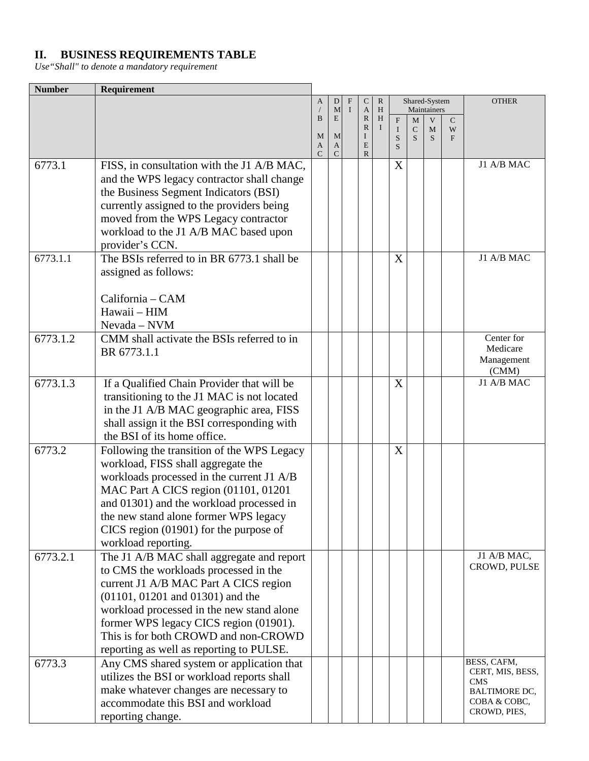## II. BUSINESS REQUIREMENTS TABLE

*Use"Shall" to denote a mandatory requirement*

| Number | Requirement | A/B MAC | DME MAC | FI | CARRIER | RHHI | Shared-System Maintainers | | | | OTHER |
|---|---|---|---|---|---|---|---|---|---|---|---|
| | | | | | | | FISS | MCS | VMS | CWF | |
| 6773.1 | FISS, in consultation with the J1 A/B MAC, and the WPS legacy contractor shall change the Business Segment Indicators (BSI) currently assigned to the providers being moved from the WPS Legacy contractor workload to the J1 A/B MAC based upon provider's CCN. | | | | | | X | | | | J1 A/B MAC |
| 6773.1.1 | The BSIs referred to in BR 6773.1 shall be assigned as follows:<br><br>California – CAM<br>Hawaii – HIM<br>Nevada – NVM | | | | | | X | | | | J1 A/B MAC |
| 6773.1.2 | CMM shall activate the BSIs referred to in BR 6773.1.1 | | | | | | | | | | Center for Medicare Management (CMM) |
| 6773.1.3 | If a Qualified Chain Provider that will be transitioning to the J1 MAC is not located in the J1 A/B MAC geographic area, FISS shall assign it the BSI corresponding with the BSI of its home office. | | | | | | X | | | | J1 A/B MAC |
| 6773.2 | Following the transition of the WPS Legacy workload, FISS shall aggregate the workloads processed in the current J1 A/B MAC Part A CICS region (01101, 01201 and 01301) and the workload processed in the new stand alone former WPS legacy CICS region (01901) for the purpose of workload reporting. | | | | | | X | | | | |
| 6773.2.1 | The J1 A/B MAC shall aggregate and report to CMS the workloads processed in the current J1 A/B MAC Part A CICS region (01101, 01201 and 01301) and the workload processed in the new stand alone former WPS legacy CICS region (01901). This is for both CROWD and non-CROWD reporting as well as reporting to PULSE. | | | | | | | | | | J1 A/B MAC, CROWD, PULSE |
| 6773.3 | Any CMS shared system or application that utilizes the BSI or workload reports shall make whatever changes are necessary to accommodate this BSI and workload reporting change. | | | | | | | | | | BESS, CAFM, CERT, MIS, BESS, CMS BALTIMORE DC, COBA & COBC, CROWD, PIES, |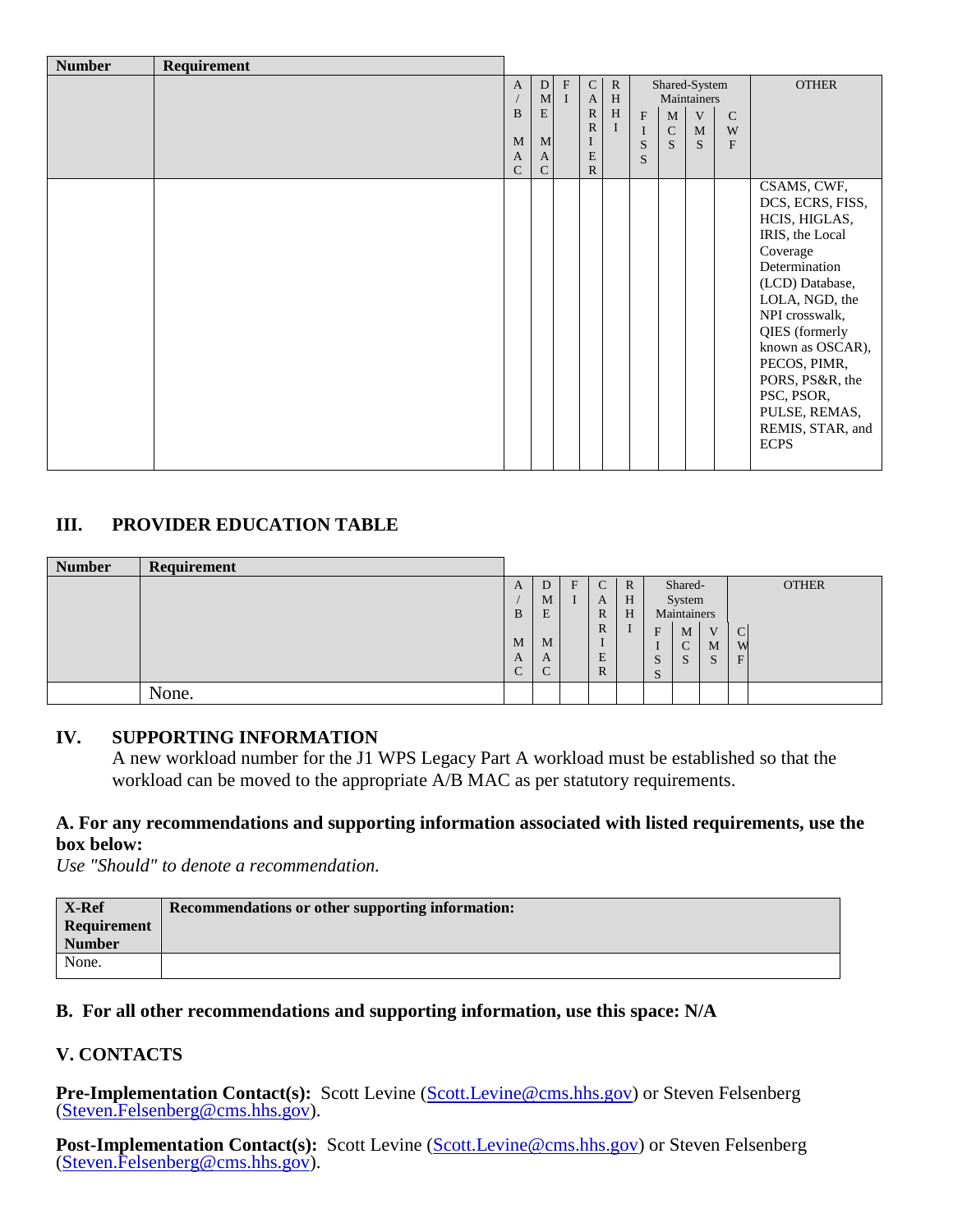| Number | Requirement | A/B MAC | DME MAC | FI | CARRIER | RHHI | Shared-System Maintainers | | | | OTHER |
|---|---|---|---|---|---|---|---|---|---|---|---|
| | | | | | | | FISS | MCS | VMS | CWF | |
| | | | | | | | | | | | CSAMS, CWF, DCS, ECRS, FISS, HCIS, HIGLAS, IRIS, the Local Coverage Determination (LCD) Database, LOLA, NGD, the NPI crosswalk, QIES (formerly known as OSCAR), PECOS, PIMR, PORS, PS&R, the PSC, PSOR, PULSE, REMAS, REMIS, STAR, and ECPS |

## III. PROVIDER EDUCATION TABLE

| Number | Requirement | A/B MAC | DME MAC | FI | CARRIER | RHHI | Shared-System Maintainers | | | | OTHER |
|---|---|---|---|---|---|---|---|---|---|---|---|
| | | | | | | | FISS | MCS | VMS | CWF | |
| | None. | | | | | | | | | | |

## IV. SUPPORTING INFORMATION

A new workload number for the J1 WPS Legacy Part A workload must be established so that the workload can be moved to the appropriate A/B MAC as per statutory requirements.

### A. For any recommendations and supporting information associated with listed requirements, use the box below:

*Use "Should" to denote a recommendation.*

| X-Ref Requirement Number | Recommendations or other supporting information: |
|---|---|
| None. | |

### B. For all other recommendations and supporting information, use this space: N/A

## V. CONTACTS

**Pre-Implementation Contact(s):** Scott Levine (Scott.Levine@cms.hhs.gov) or Steven Felsenberg (Steven.Felsenberg@cms.hhs.gov).

**Post-Implementation Contact(s):** Scott Levine (Scott.Levine@cms.hhs.gov) or Steven Felsenberg (Steven.Felsenberg@cms.hhs.gov).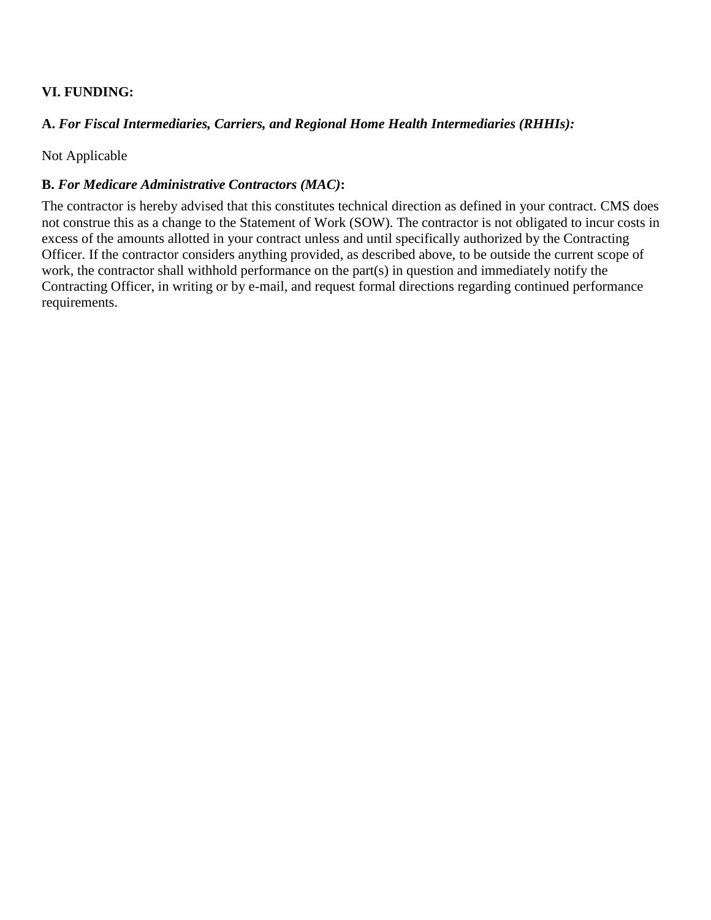**VI. FUNDING:**

**A.** ***For Fiscal Intermediaries, Carriers, and Regional Home Health Intermediaries (RHHIs):***

Not Applicable

**B.** ***For Medicare Administrative Contractors (MAC)*****:**

The contractor is hereby advised that this constitutes technical direction as defined in your contract. CMS does not construe this as a change to the Statement of Work (SOW). The contractor is not obligated to incur costs in excess of the amounts allotted in your contract unless and until specifically authorized by the Contracting Officer. If the contractor considers anything provided, as described above, to be outside the current scope of work, the contractor shall withhold performance on the part(s) in question and immediately notify the Contracting Officer, in writing or by e-mail, and request formal directions regarding continued performance requirements.